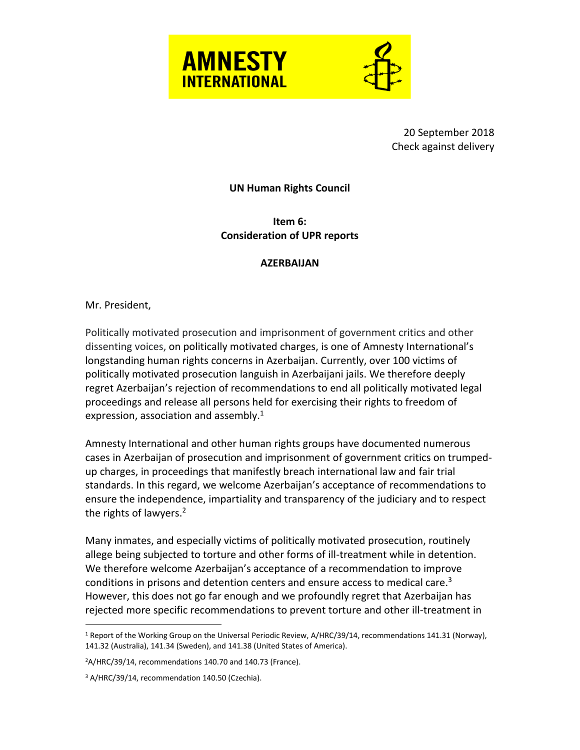**AMNESTY INTERNATIONAL**

20 September 2018
Check against delivery

**UN Human Rights Council**

**Item 6:**
**Consideration of UPR reports**

**AZERBAIJAN**

Mr. President,

Politically motivated prosecution and imprisonment of government critics and other dissenting voices, on politically motivated charges, is one of Amnesty International's longstanding human rights concerns in Azerbaijan. Currently, over 100 victims of politically motivated prosecution languish in Azerbaijani jails. We therefore deeply regret Azerbaijan's rejection of recommendations to end all politically motivated legal proceedings and release all persons held for exercising their rights to freedom of expression, association and assembly.[1]

Amnesty International and other human rights groups have documented numerous cases in Azerbaijan of prosecution and imprisonment of government critics on trumped-up charges, in proceedings that manifestly breach international law and fair trial standards. In this regard, we welcome Azerbaijan's acceptance of recommendations to ensure the independence, impartiality and transparency of the judiciary and to respect the rights of lawyers.[2]

Many inmates, and especially victims of politically motivated prosecution, routinely allege being subjected to torture and other forms of ill-treatment while in detention. We therefore welcome Azerbaijan's acceptance of a recommendation to improve conditions in prisons and detention centers and ensure access to medical care.[3] However, this does not go far enough and we profoundly regret that Azerbaijan has rejected more specific recommendations to prevent torture and other ill-treatment in

---

[1] Report of the Working Group on the Universal Periodic Review, A/HRC/39/14, recommendations 141.31 (Norway), 141.32 (Australia), 141.34 (Sweden), and 141.38 (United States of America).

[2] A/HRC/39/14, recommendations 140.70 and 140.73 (France).

[3] A/HRC/39/14, recommendation 140.50 (Czechia).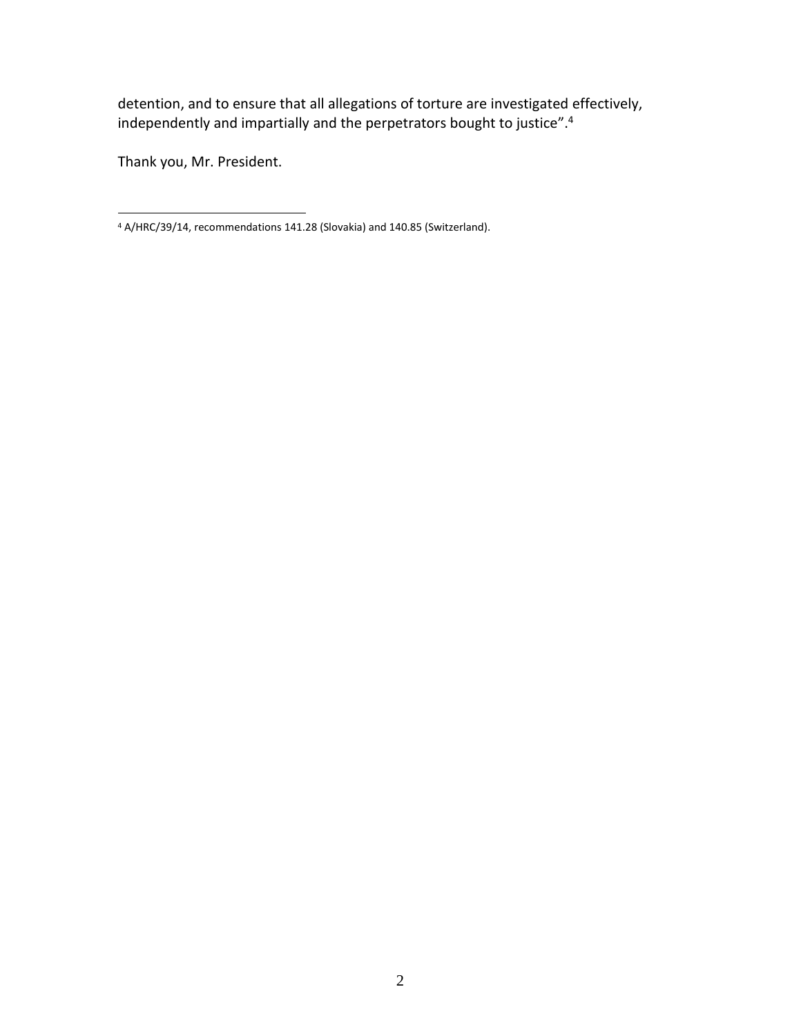detention, and to ensure that all allegations of torture are investigated effectively, independently and impartially and the perpetrators bought to justice”.[4]

Thank you, Mr. President.

[4] A/HRC/39/14, recommendations 141.28 (Slovakia) and 140.85 (Switzerland).